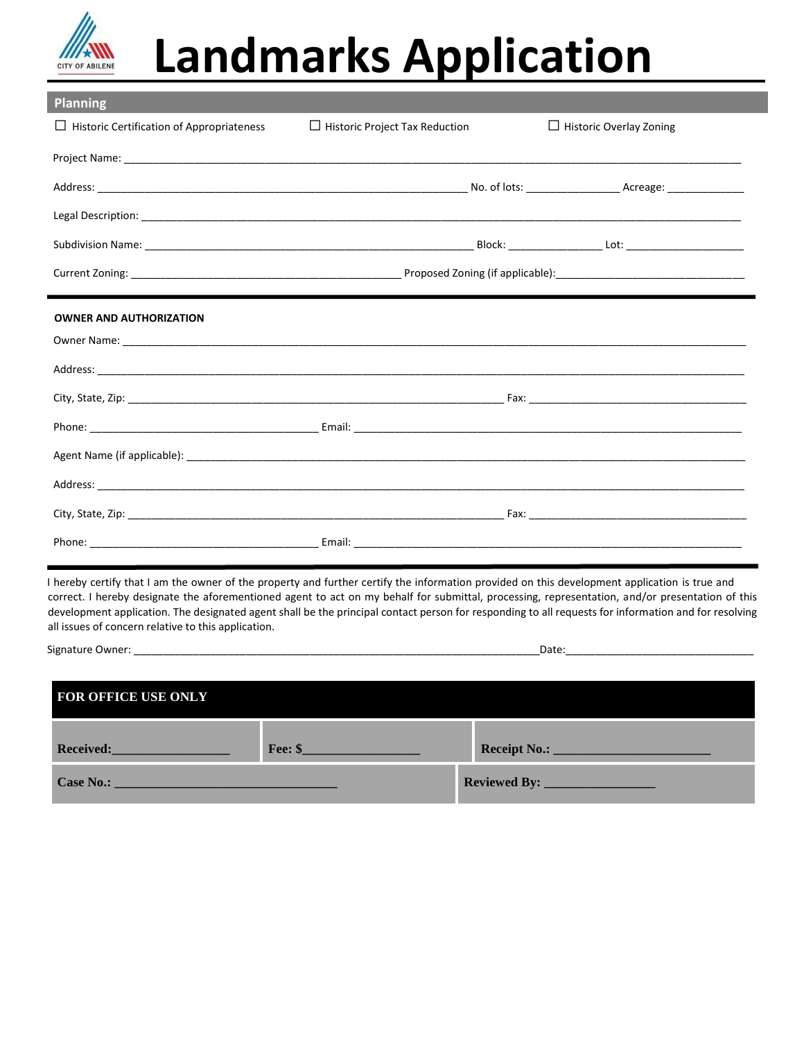CITY OF ABILENE

# Landmarks Application

## Planning

☐ Historic Certification of Appropriateness ☐ Historic Project Tax Reduction ☐ Historic Overlay Zoning

Project Name: ______________________________________________________________________________

Address: ____________________________________________ No. of lots: ____________ Acreage: __________

Legal Description: __________________________________________________________________________

Subdivision Name: _______________________________________ Block: ____________ Lot: ______________

Current Zoning: ___________________________________ Proposed Zoning (if applicable):_________________________

---

**OWNER AND AUTHORIZATION**

Owner Name: _______________________________________________________________________________

Address: ___________________________________________________________________________________

City, State, Zip: _____________________________________________ Fax: ___________________________

Phone: ______________________________ Email: ______________________________________________

Agent Name (if applicable): ___________________________________________________________________

Address: ___________________________________________________________________________________

City, State, Zip: _____________________________________________ Fax: ___________________________

Phone: ______________________________ Email: ______________________________________________

---

I hereby certify that I am the owner of the property and further certify the information provided on this development application is true and correct. I hereby designate the aforementioned agent to act on my behalf for submittal, processing, representation, and/or presentation of this development application. The designated agent shall be the principal contact person for responding to all requests for information and for resolving all issues of concern relative to this application.

Signature Owner: ______________________________________________________Date:_________________________

| FOR OFFICE USE ONLY | | |
|---|---|---|
| **Received:**_______________ | **Fee: $**_______________ | **Receipt No.:** ____________________ |
| **Case No.:** ____________________________ | | **Reviewed By:** ______________ |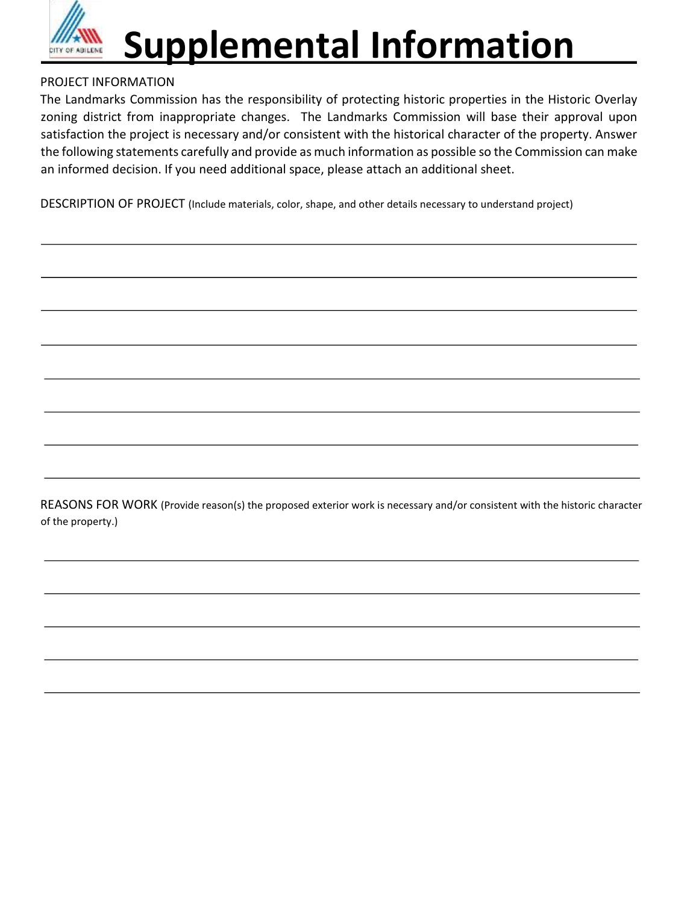# Supplemental Information

PROJECT INFORMATION

The Landmarks Commission has the responsibility of protecting historic properties in the Historic Overlay zoning district from inappropriate changes. The Landmarks Commission will base their approval upon satisfaction the project is necessary and/or consistent with the historical character of the property. Answer the following statements carefully and provide as much information as possible so the Commission can make an informed decision. If you need additional space, please attach an additional sheet.

DESCRIPTION OF PROJECT (Include materials, color, shape, and other details necessary to understand project)

\_\_\_\_\_\_\_\_\_\_\_\_\_\_\_\_\_\_\_\_\_\_\_\_\_\_\_\_\_\_\_\_\_\_\_\_\_\_\_\_\_\_\_\_\_\_\_\_\_\_\_\_\_\_\_\_\_\_\_\_\_\_\_\_\_\_\_\_\_\_\_\_\_\_\_\_

\_\_\_\_\_\_\_\_\_\_\_\_\_\_\_\_\_\_\_\_\_\_\_\_\_\_\_\_\_\_\_\_\_\_\_\_\_\_\_\_\_\_\_\_\_\_\_\_\_\_\_\_\_\_\_\_\_\_\_\_\_\_\_\_\_\_\_\_\_\_\_\_\_\_\_\_

\_\_\_\_\_\_\_\_\_\_\_\_\_\_\_\_\_\_\_\_\_\_\_\_\_\_\_\_\_\_\_\_\_\_\_\_\_\_\_\_\_\_\_\_\_\_\_\_\_\_\_\_\_\_\_\_\_\_\_\_\_\_\_\_\_\_\_\_\_\_\_\_\_\_\_\_

\_\_\_\_\_\_\_\_\_\_\_\_\_\_\_\_\_\_\_\_\_\_\_\_\_\_\_\_\_\_\_\_\_\_\_\_\_\_\_\_\_\_\_\_\_\_\_\_\_\_\_\_\_\_\_\_\_\_\_\_\_\_\_\_\_\_\_\_\_\_\_\_\_\_\_\_

\_\_\_\_\_\_\_\_\_\_\_\_\_\_\_\_\_\_\_\_\_\_\_\_\_\_\_\_\_\_\_\_\_\_\_\_\_\_\_\_\_\_\_\_\_\_\_\_\_\_\_\_\_\_\_\_\_\_\_\_\_\_\_\_\_\_\_\_\_\_\_\_\_\_\_\_

\_\_\_\_\_\_\_\_\_\_\_\_\_\_\_\_\_\_\_\_\_\_\_\_\_\_\_\_\_\_\_\_\_\_\_\_\_\_\_\_\_\_\_\_\_\_\_\_\_\_\_\_\_\_\_\_\_\_\_\_\_\_\_\_\_\_\_\_\_\_\_\_\_\_\_\_

\_\_\_\_\_\_\_\_\_\_\_\_\_\_\_\_\_\_\_\_\_\_\_\_\_\_\_\_\_\_\_\_\_\_\_\_\_\_\_\_\_\_\_\_\_\_\_\_\_\_\_\_\_\_\_\_\_\_\_\_\_\_\_\_\_\_\_\_\_\_\_\_\_\_\_\_

\_\_\_\_\_\_\_\_\_\_\_\_\_\_\_\_\_\_\_\_\_\_\_\_\_\_\_\_\_\_\_\_\_\_\_\_\_\_\_\_\_\_\_\_\_\_\_\_\_\_\_\_\_\_\_\_\_\_\_\_\_\_\_\_\_\_\_\_\_\_\_\_\_\_\_\_

REASONS FOR WORK (Provide reason(s) the proposed exterior work is necessary and/or consistent with the historic character of the property.)

\_\_\_\_\_\_\_\_\_\_\_\_\_\_\_\_\_\_\_\_\_\_\_\_\_\_\_\_\_\_\_\_\_\_\_\_\_\_\_\_\_\_\_\_\_\_\_\_\_\_\_\_\_\_\_\_\_\_\_\_\_\_\_\_\_\_\_\_\_\_\_\_\_\_\_\_

\_\_\_\_\_\_\_\_\_\_\_\_\_\_\_\_\_\_\_\_\_\_\_\_\_\_\_\_\_\_\_\_\_\_\_\_\_\_\_\_\_\_\_\_\_\_\_\_\_\_\_\_\_\_\_\_\_\_\_\_\_\_\_\_\_\_\_\_\_\_\_\_\_\_\_\_

\_\_\_\_\_\_\_\_\_\_\_\_\_\_\_\_\_\_\_\_\_\_\_\_\_\_\_\_\_\_\_\_\_\_\_\_\_\_\_\_\_\_\_\_\_\_\_\_\_\_\_\_\_\_\_\_\_\_\_\_\_\_\_\_\_\_\_\_\_\_\_\_\_\_\_\_

\_\_\_\_\_\_\_\_\_\_\_\_\_\_\_\_\_\_\_\_\_\_\_\_\_\_\_\_\_\_\_\_\_\_\_\_\_\_\_\_\_\_\_\_\_\_\_\_\_\_\_\_\_\_\_\_\_\_\_\_\_\_\_\_\_\_\_\_\_\_\_\_\_\_\_\_

\_\_\_\_\_\_\_\_\_\_\_\_\_\_\_\_\_\_\_\_\_\_\_\_\_\_\_\_\_\_\_\_\_\_\_\_\_\_\_\_\_\_\_\_\_\_\_\_\_\_\_\_\_\_\_\_\_\_\_\_\_\_\_\_\_\_\_\_\_\_\_\_\_\_\_\_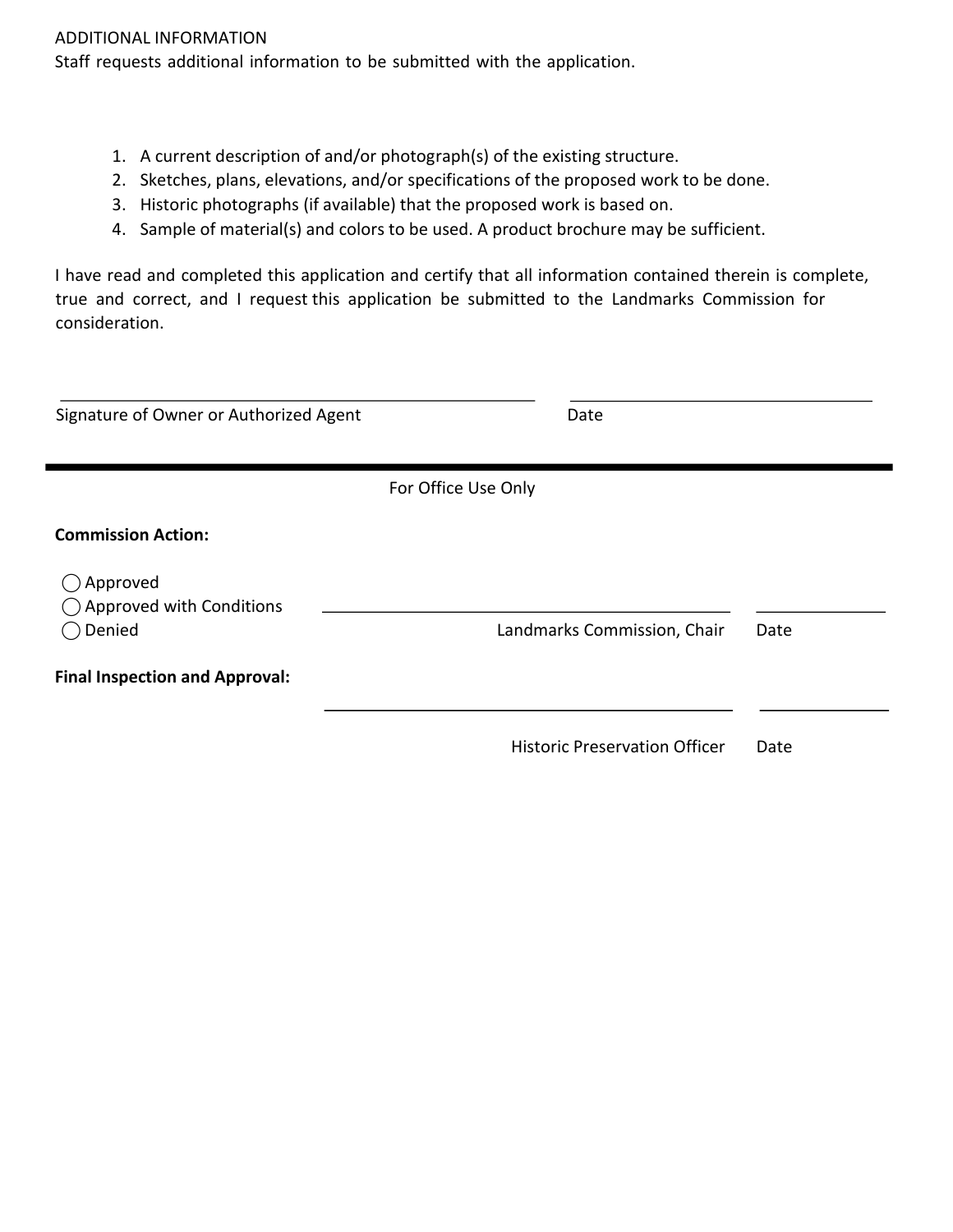ADDITIONAL INFORMATION

Staff requests additional information to be submitted with the application.

1. A current description of and/or photograph(s) of the existing structure.
2. Sketches, plans, elevations, and/or specifications of the proposed work to be done.
3. Historic photographs (if available) that the proposed work is based on.
4. Sample of material(s) and colors to be used. A product brochure may be sufficient.

I have read and completed this application and certify that all information contained therein is complete, true and correct, and I request this application be submitted to the Landmarks Commission for consideration.

\_\_\_\_\_\_\_\_\_\_\_\_\_\_\_\_\_\_\_\_\_\_\_\_\_\_\_\_\_\_\_\_\_\_\_\_\_\_\_\_ \_\_\_\_\_\_\_\_\_\_\_\_\_\_\_\_\_\_\_\_\_\_\_\_\_\_

Signature of Owner or Authorized Agent Date

---

For Office Use Only

**Commission Action:**

◯ Approved

◯ Approved with Conditions

◯ Denied

\_\_\_\_\_\_\_\_\_\_\_\_\_\_\_\_\_\_\_\_\_\_\_\_\_\_\_\_\_\_\_\_\_\_\_\_\_\_\_\_ \_\_\_\_\_\_\_\_\_\_\_\_

Landmarks Commission, Chair Date

**Final Inspection and Approval:**

\_\_\_\_\_\_\_\_\_\_\_\_\_\_\_\_\_\_\_\_\_\_\_\_\_\_\_\_\_\_\_\_\_\_\_\_\_\_\_\_ \_\_\_\_\_\_\_\_\_\_\_\_

Historic Preservation Officer Date